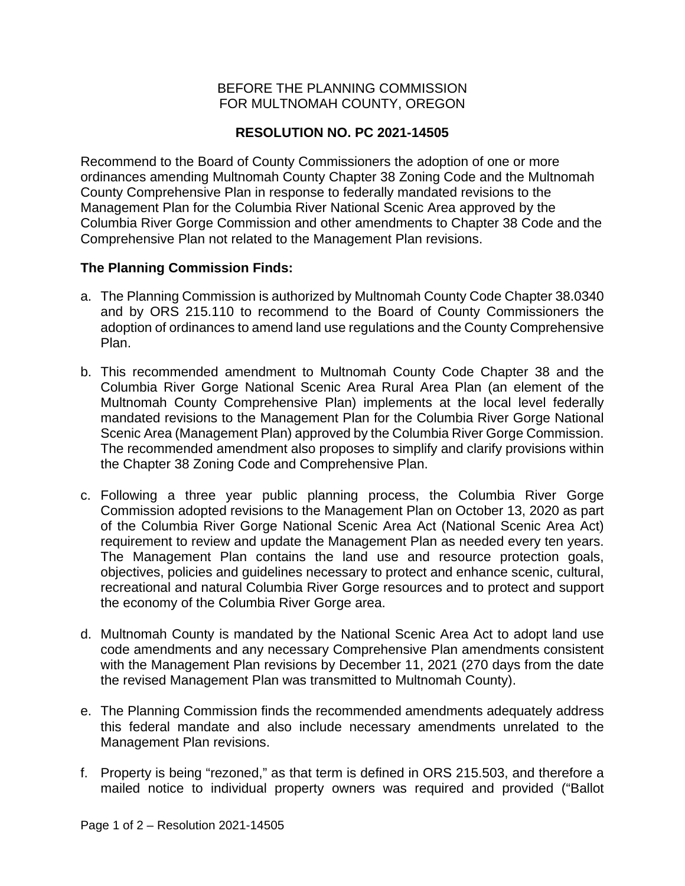BEFORE THE PLANNING COMMISSION
FOR MULTNOMAH COUNTY, OREGON

**RESOLUTION NO. PC 2021-14505**

Recommend to the Board of County Commissioners the adoption of one or more ordinances amending Multnomah County Chapter 38 Zoning Code and the Multnomah County Comprehensive Plan in response to federally mandated revisions to the Management Plan for the Columbia River National Scenic Area approved by the Columbia River Gorge Commission and other amendments to Chapter 38 Code and the Comprehensive Plan not related to the Management Plan revisions.

**The Planning Commission Finds:**

a. The Planning Commission is authorized by Multnomah County Code Chapter 38.0340 and by ORS 215.110 to recommend to the Board of County Commissioners the adoption of ordinances to amend land use regulations and the County Comprehensive Plan.

b. This recommended amendment to Multnomah County Code Chapter 38 and the Columbia River Gorge National Scenic Area Rural Area Plan (an element of the Multnomah County Comprehensive Plan) implements at the local level federally mandated revisions to the Management Plan for the Columbia River Gorge National Scenic Area (Management Plan) approved by the Columbia River Gorge Commission. The recommended amendment also proposes to simplify and clarify provisions within the Chapter 38 Zoning Code and Comprehensive Plan.

c. Following a three year public planning process, the Columbia River Gorge Commission adopted revisions to the Management Plan on October 13, 2020 as part of the Columbia River Gorge National Scenic Area Act (National Scenic Area Act) requirement to review and update the Management Plan as needed every ten years. The Management Plan contains the land use and resource protection goals, objectives, policies and guidelines necessary to protect and enhance scenic, cultural, recreational and natural Columbia River Gorge resources and to protect and support the economy of the Columbia River Gorge area.

d. Multnomah County is mandated by the National Scenic Area Act to adopt land use code amendments and any necessary Comprehensive Plan amendments consistent with the Management Plan revisions by December 11, 2021 (270 days from the date the revised Management Plan was transmitted to Multnomah County).

e. The Planning Commission finds the recommended amendments adequately address this federal mandate and also include necessary amendments unrelated to the Management Plan revisions.

f. Property is being "rezoned," as that term is defined in ORS 215.503, and therefore a mailed notice to individual property owners was required and provided ("Ballot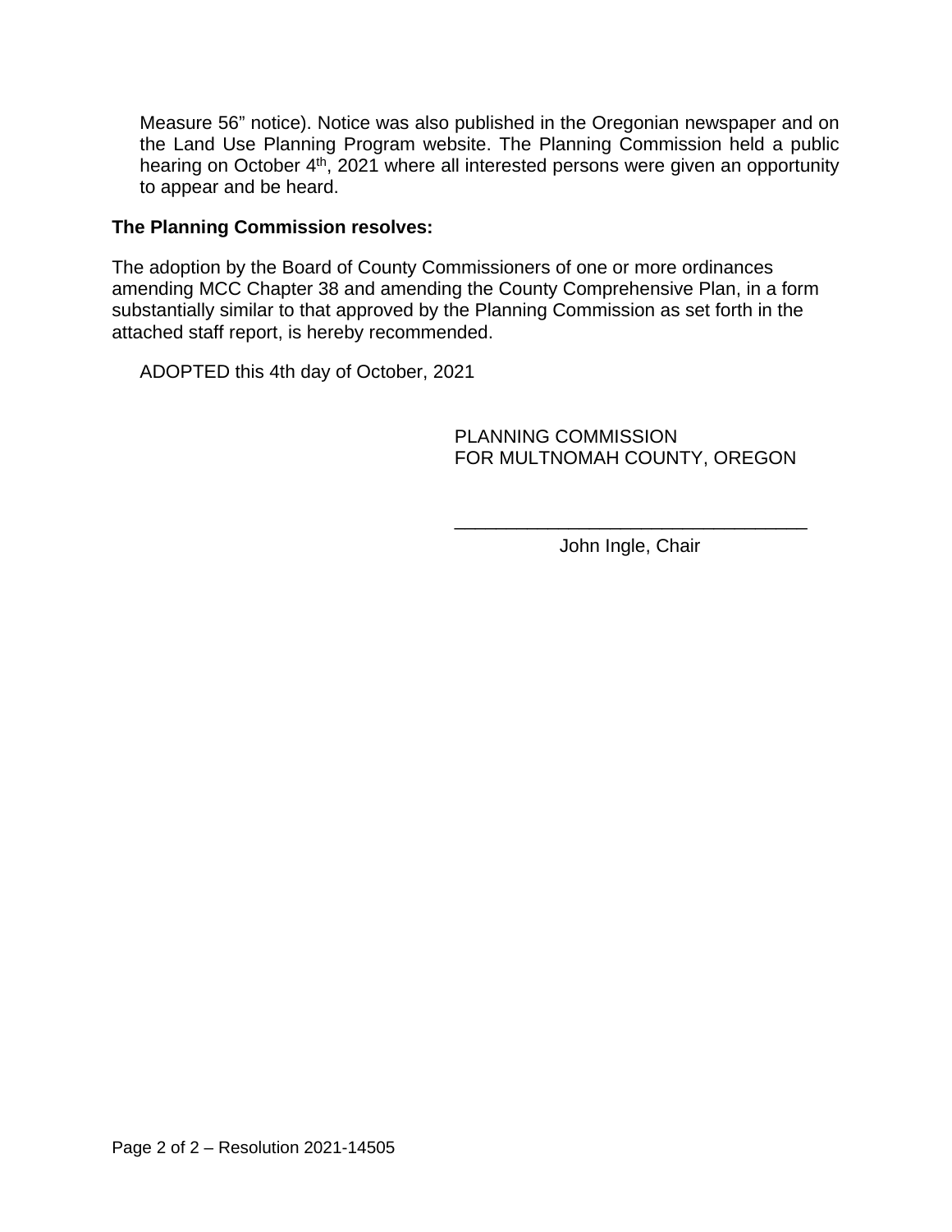Measure 56" notice). Notice was also published in the Oregonian newspaper and on the Land Use Planning Program website. The Planning Commission held a public hearing on October 4th, 2021 where all interested persons were given an opportunity to appear and be heard.

**The Planning Commission resolves:**

The adoption by the Board of County Commissioners of one or more ordinances amending MCC Chapter 38 and amending the County Comprehensive Plan, in a form substantially similar to that approved by the Planning Commission as set forth in the attached staff report, is hereby recommended.

ADOPTED this 4th day of October, 2021

PLANNING COMMISSION
FOR MULTNOMAH COUNTY, OREGON

\_\_\_\_\_\_\_\_\_\_\_\_\_\_\_\_\_\_\_\_\_\_\_\_\_\_\_\_\_\_\_\_\_\_

John Ingle, Chair